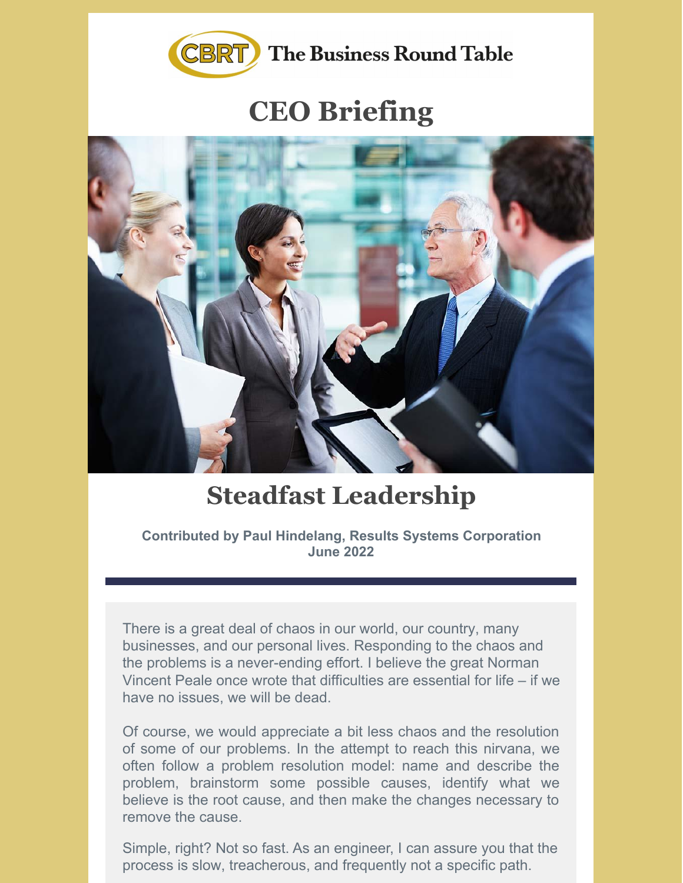CBRT The Business Round Table

# CEO Briefing

## Steadfast Leadership

**Contributed by Paul Hindelang, Results Systems Corporation**
**June 2022**

There is a great deal of chaos in our world, our country, many businesses, and our personal lives. Responding to the chaos and the problems is a never-ending effort. I believe the great Norman Vincent Peale once wrote that difficulties are essential for life – if we have no issues, we will be dead.

Of course, we would appreciate a bit less chaos and the resolution of some of our problems. In the attempt to reach this nirvana, we often follow a problem resolution model: name and describe the problem, brainstorm some possible causes, identify what we believe is the root cause, and then make the changes necessary to remove the cause.

Simple, right? Not so fast. As an engineer, I can assure you that the process is slow, treacherous, and frequently not a specific path.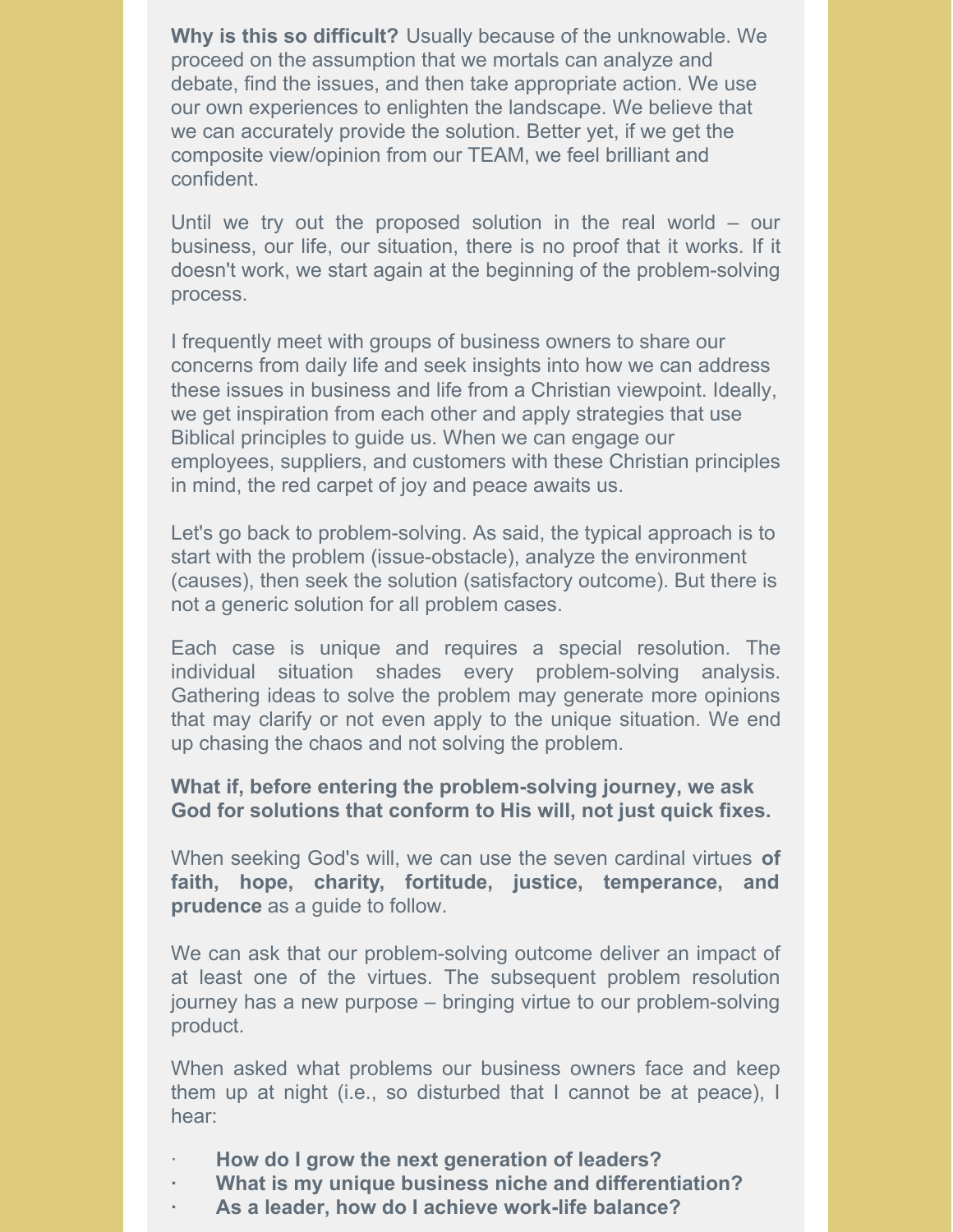**Why is this so difficult?** Usually because of the unknowable. We proceed on the assumption that we mortals can analyze and debate, find the issues, and then take appropriate action. We use our own experiences to enlighten the landscape. We believe that we can accurately provide the solution. Better yet, if we get the composite view/opinion from our TEAM, we feel brilliant and confident.

Until we try out the proposed solution in the real world – our business, our life, our situation, there is no proof that it works. If it doesn't work, we start again at the beginning of the problem-solving process.

I frequently meet with groups of business owners to share our concerns from daily life and seek insights into how we can address these issues in business and life from a Christian viewpoint. Ideally, we get inspiration from each other and apply strategies that use Biblical principles to guide us. When we can engage our employees, suppliers, and customers with these Christian principles in mind, the red carpet of joy and peace awaits us.

Let's go back to problem-solving. As said, the typical approach is to start with the problem (issue-obstacle), analyze the environment (causes), then seek the solution (satisfactory outcome). But there is not a generic solution for all problem cases.

Each case is unique and requires a special resolution. The individual situation shades every problem-solving analysis. Gathering ideas to solve the problem may generate more opinions that may clarify or not even apply to the unique situation. We end up chasing the chaos and not solving the problem.

**What if, before entering the problem-solving journey, we ask God for solutions that conform to His will, not just quick fixes.**

When seeking God's will, we can use the seven cardinal virtues **of faith, hope, charity, fortitude, justice, temperance, and prudence** as a guide to follow.

We can ask that our problem-solving outcome deliver an impact of at least one of the virtues. The subsequent problem resolution journey has a new purpose – bringing virtue to our problem-solving product.

When asked what problems our business owners face and keep them up at night (i.e., so disturbed that I cannot be at peace), I hear:

- **How do I grow the next generation of leaders?**
- **What is my unique business niche and differentiation?**
- **As a leader, how do I achieve work-life balance?**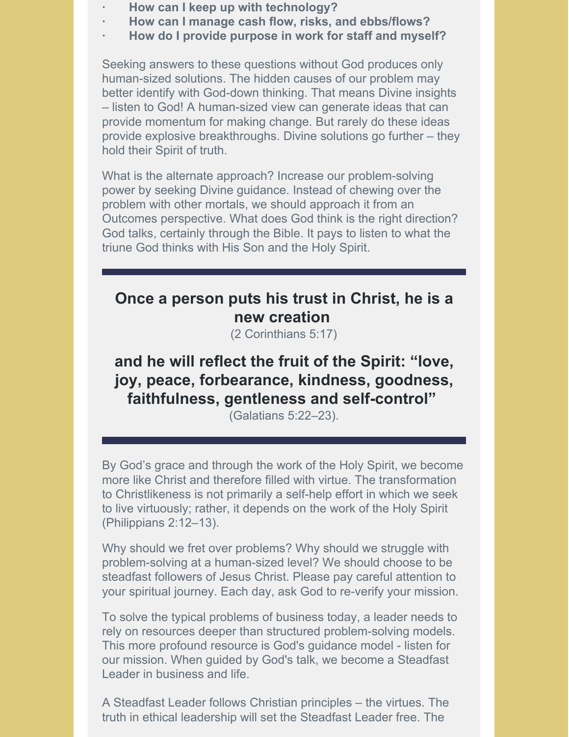- **How can I keep up with technology?**
- **How can I manage cash flow, risks, and ebbs/flows?**
- **How do I provide purpose in work for staff and myself?**

Seeking answers to these questions without God produces only human-sized solutions. The hidden causes of our problem may better identify with God-down thinking. That means Divine insights – listen to God! A human-sized view can generate ideas that can provide momentum for making change. But rarely do these ideas provide explosive breakthroughs. Divine solutions go further – they hold their Spirit of truth.

What is the alternate approach? Increase our problem-solving power by seeking Divine guidance. Instead of chewing over the problem with other mortals, we should approach it from an Outcomes perspective. What does God think is the right direction? God talks, certainly through the Bible. It pays to listen to what the triune God thinks with His Son and the Holy Spirit.

---

## Once a person puts his trust in Christ, he is a new creation

(2 Corinthians 5:17)

## and he will reflect the fruit of the Spirit: "love, joy, peace, forbearance, kindness, goodness, faithfulness, gentleness and self-control"

(Galatians 5:22–23).

---

By God's grace and through the work of the Holy Spirit, we become more like Christ and therefore filled with virtue. The transformation to Christlikeness is not primarily a self-help effort in which we seek to live virtuously; rather, it depends on the work of the Holy Spirit (Philippians 2:12–13).

Why should we fret over problems? Why should we struggle with problem-solving at a human-sized level? We should choose to be steadfast followers of Jesus Christ. Please pay careful attention to your spiritual journey. Each day, ask God to re-verify your mission.

To solve the typical problems of business today, a leader needs to rely on resources deeper than structured problem-solving models. This more profound resource is God's guidance model - listen for our mission. When guided by God's talk, we become a Steadfast Leader in business and life.

A Steadfast Leader follows Christian principles – the virtues. The truth in ethical leadership will set the Steadfast Leader free. The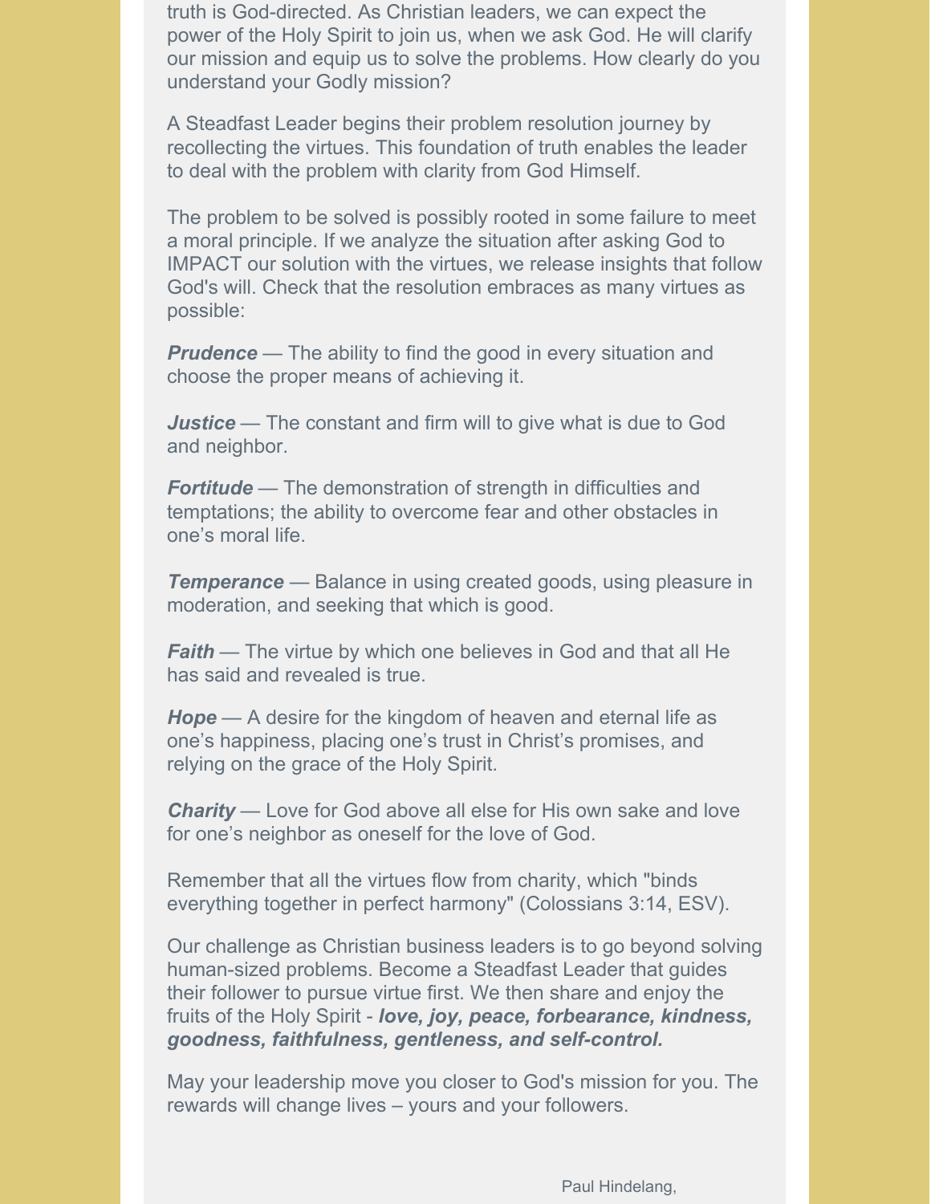truth is God-directed. As Christian leaders, we can expect the power of the Holy Spirit to join us, when we ask God. He will clarify our mission and equip us to solve the problems. How clearly do you understand your Godly mission?

A Steadfast Leader begins their problem resolution journey by recollecting the virtues. This foundation of truth enables the leader to deal with the problem with clarity from God Himself.

The problem to be solved is possibly rooted in some failure to meet a moral principle. If we analyze the situation after asking God to IMPACT our solution with the virtues, we release insights that follow God's will. Check that the resolution embraces as many virtues as possible:

***Prudence*** — The ability to find the good in every situation and choose the proper means of achieving it.

***Justice*** — The constant and firm will to give what is due to God and neighbor.

***Fortitude*** — The demonstration of strength in difficulties and temptations; the ability to overcome fear and other obstacles in one's moral life.

***Temperance*** — Balance in using created goods, using pleasure in moderation, and seeking that which is good.

***Faith*** — The virtue by which one believes in God and that all He has said and revealed is true.

***Hope*** — A desire for the kingdom of heaven and eternal life as one's happiness, placing one's trust in Christ's promises, and relying on the grace of the Holy Spirit.

***Charity*** — Love for God above all else for His own sake and love for one's neighbor as oneself for the love of God.

Remember that all the virtues flow from charity, which "binds everything together in perfect harmony" (Colossians 3:14, ESV).

Our challenge as Christian business leaders is to go beyond solving human-sized problems. Become a Steadfast Leader that guides their follower to pursue virtue first. We then share and enjoy the fruits of the Holy Spirit - ***love, joy, peace, forbearance, kindness, goodness, faithfulness, gentleness, and self-control.***

May your leadership move you closer to God's mission for you. The rewards will change lives – yours and your followers.

Paul Hindelang,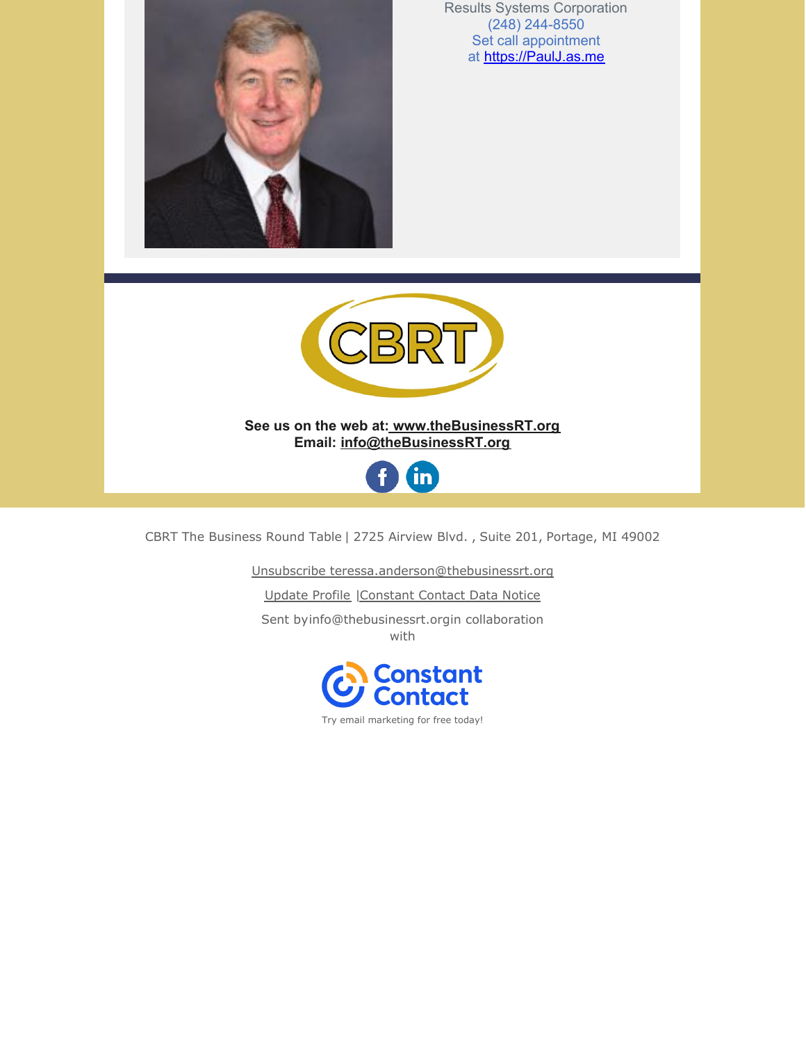Results Systems Corporation
(248) 244-8550
Set call appointment
at https://PaulJ.as.me

**See us on the web at: www.theBusinessRT.org**
**Email: info@theBusinessRT.org**

CBRT The Business Round Table | 2725 Airview Blvd. , Suite 201, Portage, MI 49002

Unsubscribe teressa.anderson@thebusinessrt.org

Update Profile |Constant Contact Data Notice

Sent byinfo@thebusinessrt.orgin collaboration with

Try email marketing for free today!